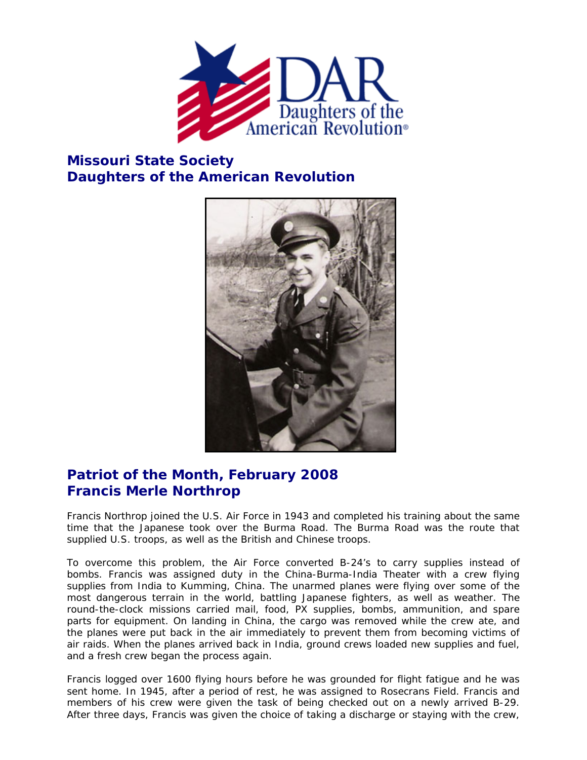## Missouri State Society
## Daughters of the American Revolution

## Patriot of the Month, February 2008
## Francis Merle Northrop

Francis Northrop joined the U.S. Air Force in 1943 and completed his training about the same time that the Japanese took over the Burma Road. The Burma Road was the route that supplied U.S. troops, as well as the British and Chinese troops.

To overcome this problem, the Air Force converted B-24's to carry supplies instead of bombs. Francis was assigned duty in the China-Burma-India Theater with a crew flying supplies from India to Kumming, China. The unarmed planes were flying over some of the most dangerous terrain in the world, battling Japanese fighters, as well as weather. The round-the-clock missions carried mail, food, PX supplies, bombs, ammunition, and spare parts for equipment. On landing in China, the cargo was removed while the crew ate, and the planes were put back in the air immediately to prevent them from becoming victims of air raids. When the planes arrived back in India, ground crews loaded new supplies and fuel, and a fresh crew began the process again.

Francis logged over 1600 flying hours before he was grounded for flight fatigue and he was sent home. In 1945, after a period of rest, he was assigned to Rosecrans Field. Francis and members of his crew were given the task of being checked out on a newly arrived B-29. After three days, Francis was given the choice of taking a discharge or staying with the crew,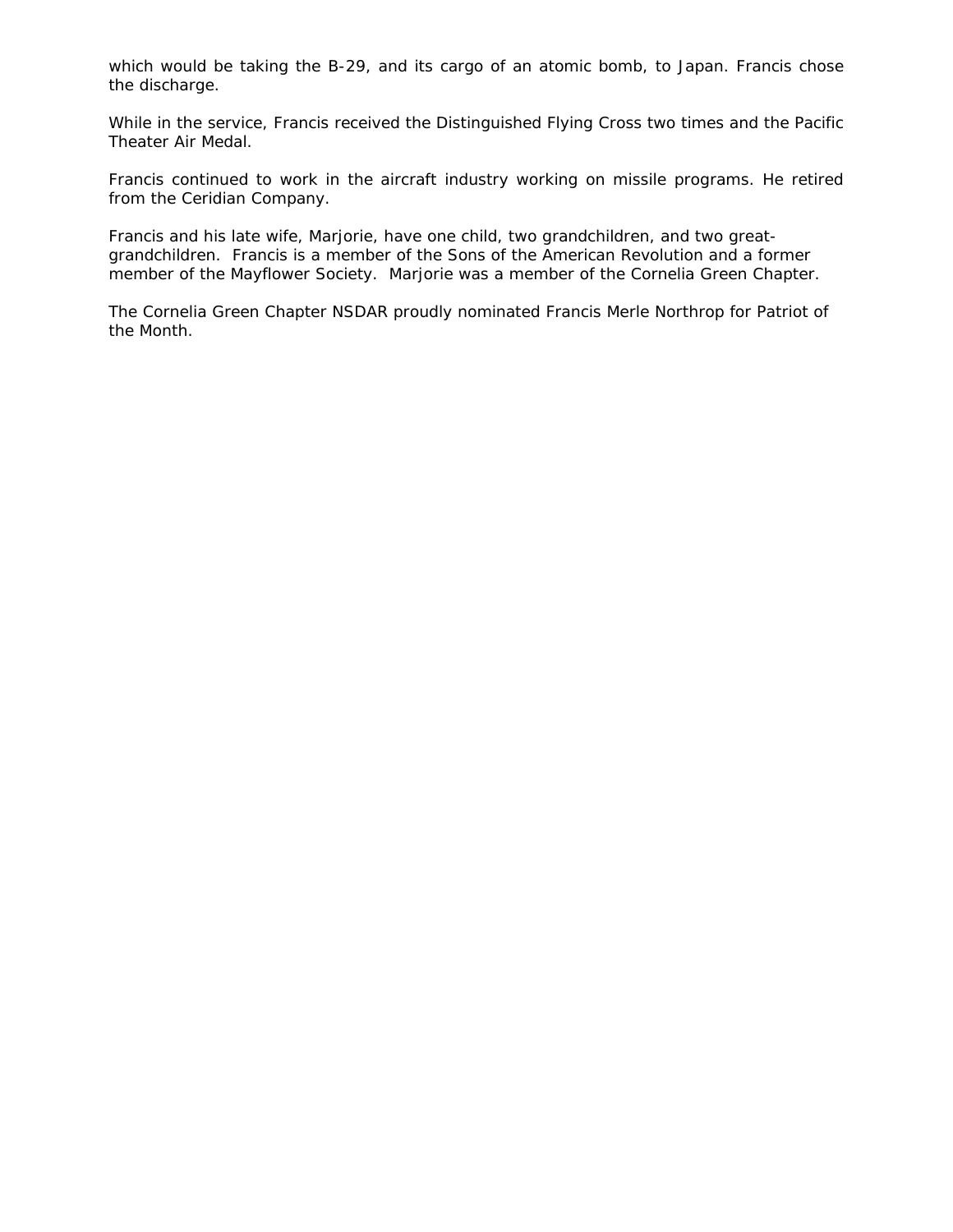which would be taking the B-29, and its cargo of an atomic bomb, to Japan. Francis chose the discharge.

While in the service, Francis received the Distinguished Flying Cross two times and the Pacific Theater Air Medal.

Francis continued to work in the aircraft industry working on missile programs. He retired from the Ceridian Company.

Francis and his late wife, Marjorie, have one child, two grandchildren, and two great-grandchildren. Francis is a member of the Sons of the American Revolution and a former member of the Mayflower Society. Marjorie was a member of the Cornelia Green Chapter.

The Cornelia Green Chapter NSDAR proudly nominated Francis Merle Northrop for Patriot of the Month.